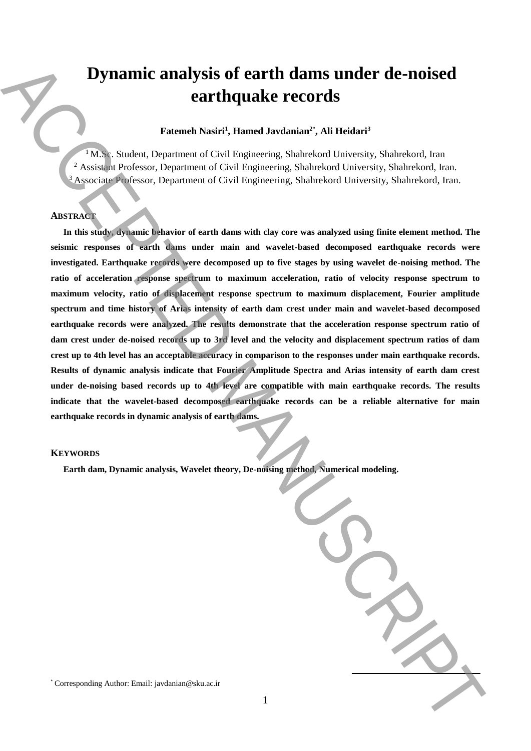# Dynamic analysis of earth dams under de-noised earthquake records

**Fatemeh Nasiri[1], Hamed Javdanian[2*], Ali Heidari[3]**

[1] M.Sc. Student, Department of Civil Engineering, Shahrekord University, Shahrekord, Iran
[2] Assistant Professor, Department of Civil Engineering, Shahrekord University, Shahrekord, Iran.
[3] Associate Professor, Department of Civil Engineering, Shahrekord University, Shahrekord, Iran.

## ABSTRACT

**In this study, dynamic behavior of earth dams with clay core was analyzed using finite element method. The seismic responses of earth dams under main and wavelet-based decomposed earthquake records were investigated. Earthquake records were decomposed up to five stages by using wavelet de-noising method. The ratio of acceleration response spectrum to maximum acceleration, ratio of velocity response spectrum to maximum velocity, ratio of displacement response spectrum to maximum displacement, Fourier amplitude spectrum and time history of Arias intensity of earth dam crest under main and wavelet-based decomposed earthquake records were analyzed. The results demonstrate that the acceleration response spectrum ratio of dam crest under de-noised records up to 3rd level and the velocity and displacement spectrum ratios of dam crest up to 4th level has an acceptable accuracy in comparison to the responses under main earthquake records. Results of dynamic analysis indicate that Fourier Amplitude Spectra and Arias intensity of earth dam crest under de-noising based records up to 4th level are compatible with main earthquake records. The results indicate that the wavelet-based decomposed earthquake records can be a reliable alternative for main earthquake records in dynamic analysis of earth dams.**

## KEYWORDS

**Earth dam, Dynamic analysis, Wavelet theory, De-noising method, Numerical modeling.**

[*] Corresponding Author: Email: javdanian@sku.ac.ir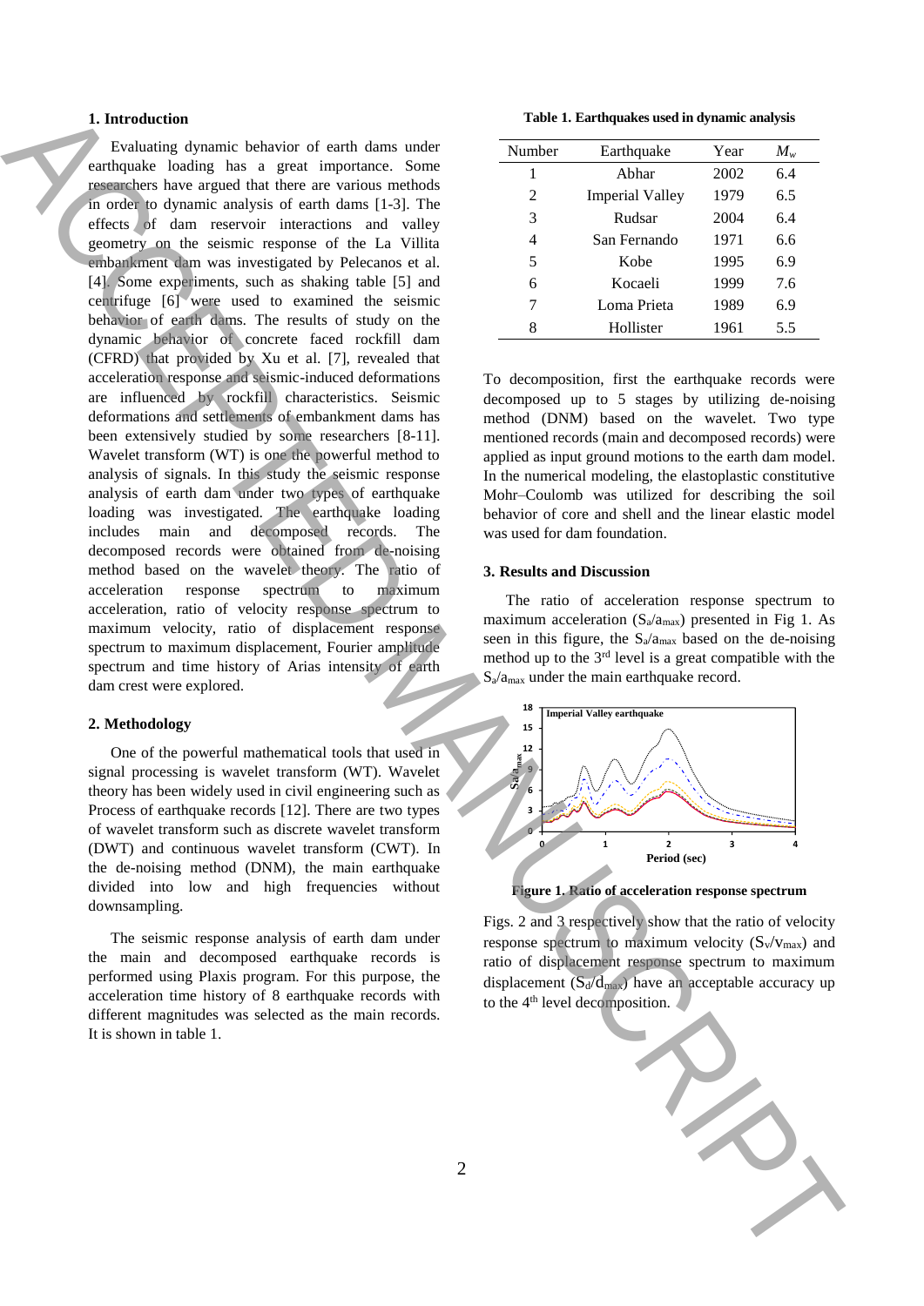## 1. Introduction

Evaluating dynamic behavior of earth dams under earthquake loading has a great importance. Some researchers have argued that there are various methods in order to dynamic analysis of earth dams [1-3]. The effects of dam reservoir interactions and valley geometry on the seismic response of the La Villita embankment dam was investigated by Pelecanos et al. [4]. Some experiments, such as shaking table [5] and centrifuge [6] were used to examined the seismic behavior of earth dams. The results of study on the dynamic behavior of concrete faced rockfill dam (CFRD) that provided by Xu et al. [7], revealed that acceleration response and seismic-induced deformations are influenced by rockfill characteristics. Seismic deformations and settlements of embankment dams has been extensively studied by some researchers [8-11]. Wavelet transform (WT) is one the powerful method to analysis of signals. In this study the seismic response analysis of earth dam under two types of earthquake loading was investigated. The earthquake loading includes main and decomposed records. The decomposed records were obtained from de-noising method based on the wavelet theory. The ratio of acceleration response spectrum to maximum acceleration, ratio of velocity response spectrum to maximum velocity, ratio of displacement response spectrum to maximum displacement, Fourier amplitude spectrum and time history of Arias intensity of earth dam crest were explored.

## 2. Methodology

One of the powerful mathematical tools that used in signal processing is wavelet transform (WT). Wavelet theory has been widely used in civil engineering such as Process of earthquake records [12]. There are two types of wavelet transform such as discrete wavelet transform (DWT) and continuous wavelet transform (CWT). In the de-noising method (DNM), the main earthquake divided into low and high frequencies without downsampling.

The seismic response analysis of earth dam under the main and decomposed earthquake records is performed using Plaxis program. For this purpose, the acceleration time history of 8 earthquake records with different magnitudes was selected as the main records. It is shown in table 1.

**Table 1. Earthquakes used in dynamic analysis**

| Number | Earthquake | Year | $M_w$ |
|---|---|---|---|
| 1 | Abhar | 2002 | 6.4 |
| 2 | Imperial Valley | 1979 | 6.5 |
| 3 | Rudsar | 2004 | 6.4 |
| 4 | San Fernando | 1971 | 6.6 |
| 5 | Kobe | 1995 | 6.9 |
| 6 | Kocaeli | 1999 | 7.6 |
| 7 | Loma Prieta | 1989 | 6.9 |
| 8 | Hollister | 1961 | 5.5 |

To decomposition, first the earthquake records were decomposed up to 5 stages by utilizing de-noising method (DNM) based on the wavelet. Two type mentioned records (main and decomposed records) were applied as input ground motions to the earth dam model. In the numerical modeling, the elastoplastic constitutive Mohr–Coulomb was utilized for describing the soil behavior of core and shell and the linear elastic model was used for dam foundation.

## 3. Results and Discussion

The ratio of acceleration response spectrum to maximum acceleration ($S_a/a_{max}$) presented in Fig 1. As seen in this figure, the $S_a/a_{max}$ based on the de-noising method up to the 3rd level is a great compatible with the $S_a/a_{max}$ under the main earthquake record.

**Figure 1. Ratio of acceleration response spectrum**

Figs. 2 and 3 respectively show that the ratio of velocity response spectrum to maximum velocity ($S_v/v_{max}$) and ratio of displacement response spectrum to maximum displacement ($S_d/d_{max}$) have an acceptable accuracy up to the 4th level decomposition.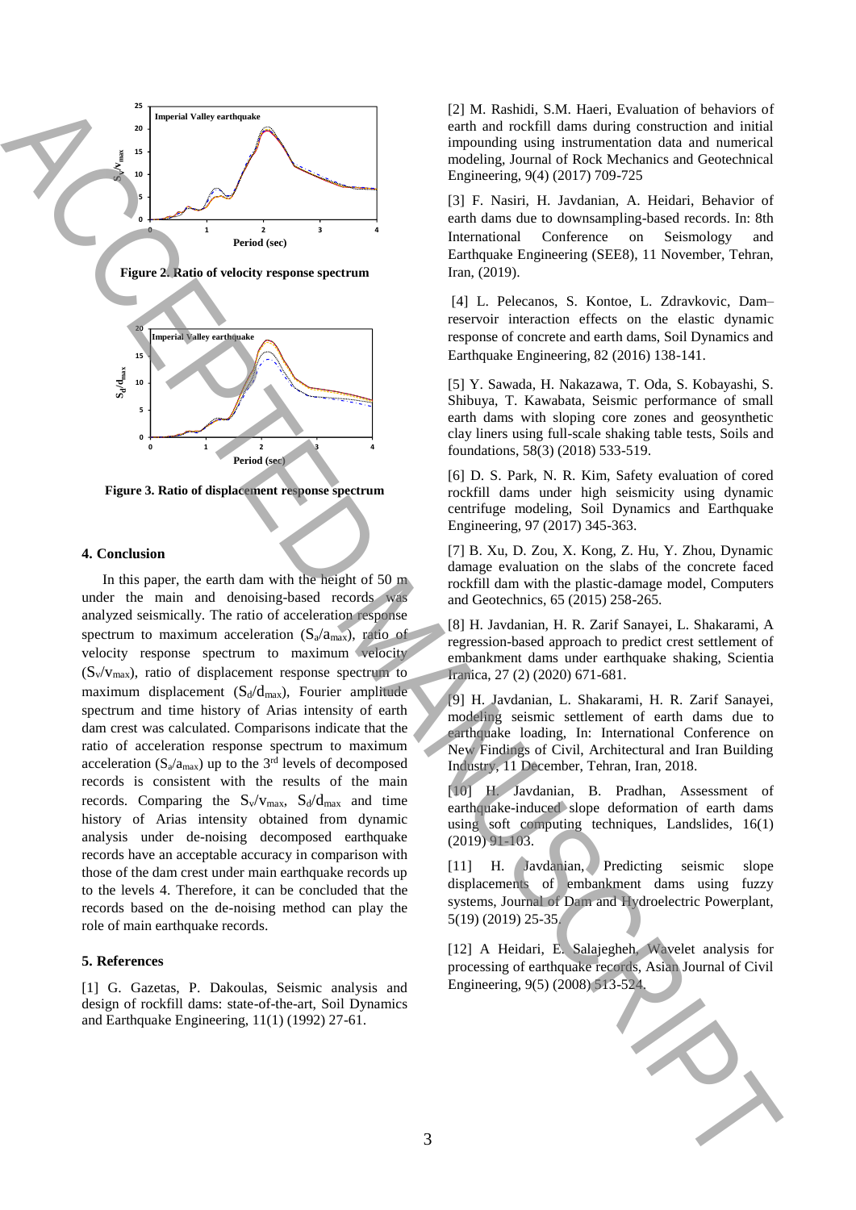Imperial Valley earthquake

$S_v/v_{max}$

0 5 10 15 20 25

0 1 2 3 4

Period (sec)

**Figure 2. Ratio of velocity response spectrum**

Imperial Valley earthquake

$S_d/d_{max}$

0 5 10 15 20

0 1 2 3 4

Period (sec)

**Figure 3. Ratio of displacement response spectrum**

## 4. Conclusion

In this paper, the earth dam with the height of 50 m under the main and denoising-based records was analyzed seismically. The ratio of acceleration response spectrum to maximum acceleration ($S_a/a_{max}$), ratio of velocity response spectrum to maximum velocity ($S_v/v_{max}$), ratio of displacement response spectrum to maximum displacement ($S_d/d_{max}$), Fourier amplitude spectrum and time history of Arias intensity of earth dam crest was calculated. Comparisons indicate that the ratio of acceleration response spectrum to maximum acceleration ($S_a/a_{max}$) up to the 3rd levels of decomposed records is consistent with the results of the main records. Comparing the $S_v/v_{max}$, $S_d/d_{max}$ and time history of Arias intensity obtained from dynamic analysis under de-noising decomposed earthquake records have an acceptable accuracy in comparison with those of the dam crest under main earthquake records up to the levels 4. Therefore, it can be concluded that the records based on the de-noising method can play the role of main earthquake records.

## 5. References

[1] G. Gazetas, P. Dakoulas, Seismic analysis and design of rockfill dams: state-of-the-art, Soil Dynamics and Earthquake Engineering, 11(1) (1992) 27-61.

[2] M. Rashidi, S.M. Haeri, Evaluation of behaviors of earth and rockfill dams during construction and initial impounding using instrumentation data and numerical modeling, Journal of Rock Mechanics and Geotechnical Engineering, 9(4) (2017) 709-725

[3] F. Nasiri, H. Javdanian, A. Heidari, Behavior of earth dams due to downsampling-based records. In: 8th International Conference on Seismology and Earthquake Engineering (SEE8), 11 November, Tehran, Iran, (2019).

[4] L. Pelecanos, S. Kontoe, L. Zdravkovic, Dam–reservoir interaction effects on the elastic dynamic response of concrete and earth dams, Soil Dynamics and Earthquake Engineering, 82 (2016) 138-141.

[5] Y. Sawada, H. Nakazawa, T. Oda, S. Kobayashi, S. Shibuya, T. Kawabata, Seismic performance of small earth dams with sloping core zones and geosynthetic clay liners using full-scale shaking table tests, Soils and foundations, 58(3) (2018) 533-519.

[6] D. S. Park, N. R. Kim, Safety evaluation of cored rockfill dams under high seismicity using dynamic centrifuge modeling, Soil Dynamics and Earthquake Engineering, 97 (2017) 345-363.

[7] B. Xu, D. Zou, X. Kong, Z. Hu, Y. Zhou, Dynamic damage evaluation on the slabs of the concrete faced rockfill dam with the plastic-damage model, Computers and Geotechnics, 65 (2015) 258-265.

[8] H. Javdanian, H. R. Zarif Sanayei, L. Shakarami, A regression-based approach to predict crest settlement of embankment dams under earthquake shaking, Scientia Iranica, 27 (2) (2020) 671-681.

[9] H. Javdanian, L. Shakarami, H. R. Zarif Sanayei, modeling seismic settlement of earth dams due to earthquake loading, In: International Conference on New Findings of Civil, Architectural and Iran Building Industry, 11 December, Tehran, Iran, 2018.

[10] H. Javdanian, B. Pradhan, Assessment of earthquake-induced slope deformation of earth dams using soft computing techniques, Landslides, 16(1) (2019) 91-103.

[11] H. Javdanian, Predicting seismic slope displacements of embankment dams using fuzzy systems, Journal of Dam and Hydroelectric Powerplant, 5(19) (2019) 25-35.

[12] A Heidari, E. Salajegheh, Wavelet analysis for processing of earthquake records, Asian Journal of Civil Engineering, 9(5) (2008) 513-524.